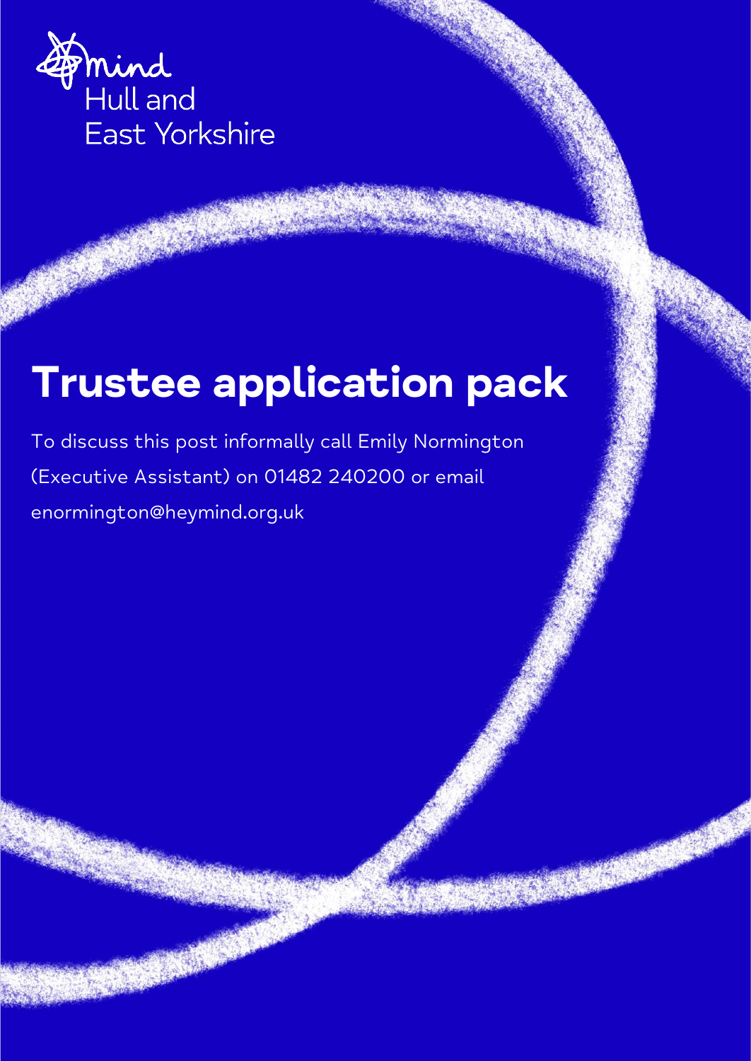Mind
Hull and
East Yorkshire

# Trustee application pack

To discuss this post informally call Emily Normington (Executive Assistant) on 01482 240200 or email enormington@heymind.org.uk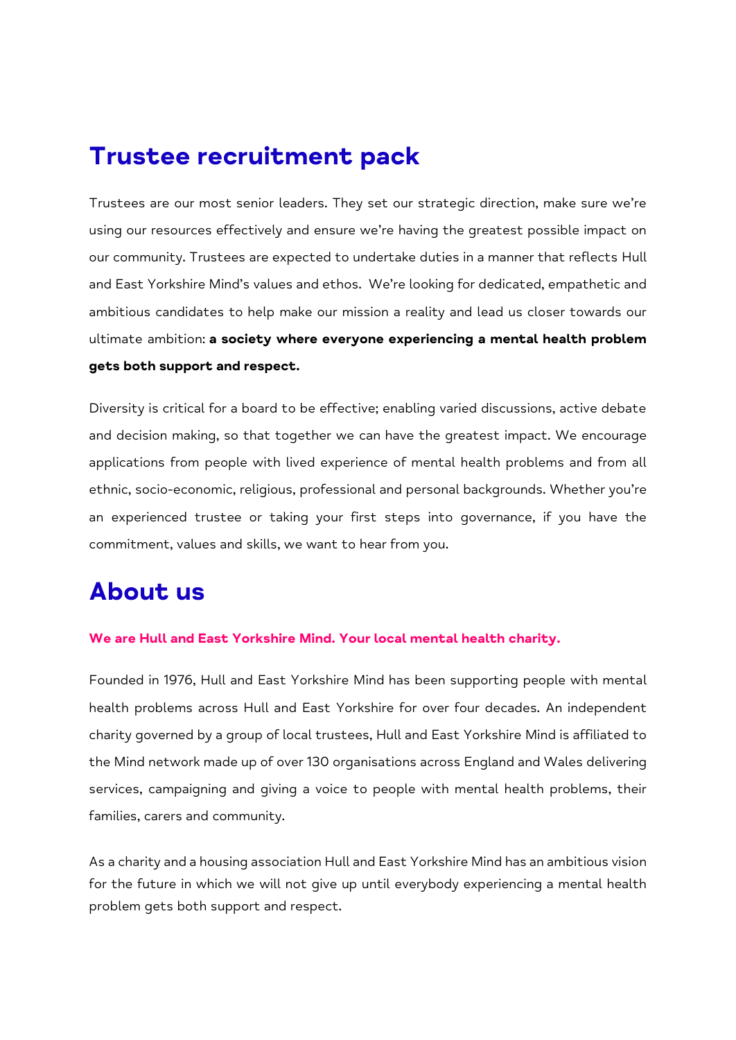# Trustee recruitment pack

Trustees are our most senior leaders. They set our strategic direction, make sure we're using our resources effectively and ensure we're having the greatest possible impact on our community. Trustees are expected to undertake duties in a manner that reflects Hull and East Yorkshire Mind's values and ethos.  We're looking for dedicated, empathetic and ambitious candidates to help make our mission a reality and lead us closer towards our ultimate ambition: **a society where everyone experiencing a mental health problem gets both support and respect.**

Diversity is critical for a board to be effective; enabling varied discussions, active debate and decision making, so that together we can have the greatest impact. We encourage applications from people with lived experience of mental health problems and from all ethnic, socio-economic, religious, professional and personal backgrounds. Whether you're an experienced trustee or taking your first steps into governance, if you have the commitment, values and skills, we want to hear from you.

# About us

**We are Hull and East Yorkshire Mind. Your local mental health charity.**

Founded in 1976, Hull and East Yorkshire Mind has been supporting people with mental health problems across Hull and East Yorkshire for over four decades. An independent charity governed by a group of local trustees, Hull and East Yorkshire Mind is affiliated to the Mind network made up of over 130 organisations across England and Wales delivering services, campaigning and giving a voice to people with mental health problems, their families, carers and community.

As a charity and a housing association Hull and East Yorkshire Mind has an ambitious vision for the future in which we will not give up until everybody experiencing a mental health problem gets both support and respect.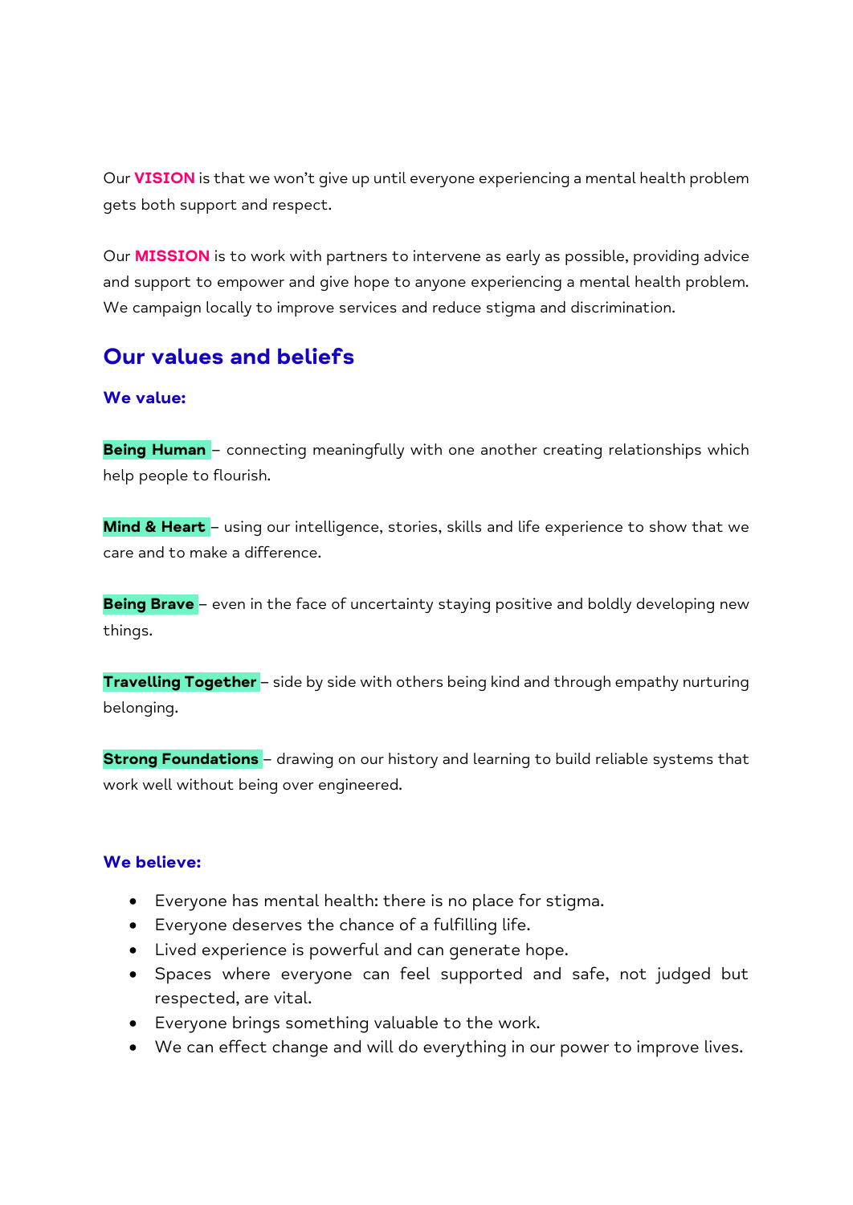Our **VISION** is that we won't give up until everyone experiencing a mental health problem gets both support and respect.

Our **MISSION** is to work with partners to intervene as early as possible, providing advice and support to empower and give hope to anyone experiencing a mental health problem. We campaign locally to improve services and reduce stigma and discrimination.

## Our values and beliefs

### We value:

**Being Human** – connecting meaningfully with one another creating relationships which help people to flourish.

**Mind & Heart** – using our intelligence, stories, skills and life experience to show that we care and to make a difference.

**Being Brave** – even in the face of uncertainty staying positive and boldly developing new things.

**Travelling Together** – side by side with others being kind and through empathy nurturing belonging.

**Strong Foundations** – drawing on our history and learning to build reliable systems that work well without being over engineered.

### We believe:

- Everyone has mental health: there is no place for stigma.
- Everyone deserves the chance of a fulfilling life.
- Lived experience is powerful and can generate hope.
- Spaces where everyone can feel supported and safe, not judged but respected, are vital.
- Everyone brings something valuable to the work.
- We can effect change and will do everything in our power to improve lives.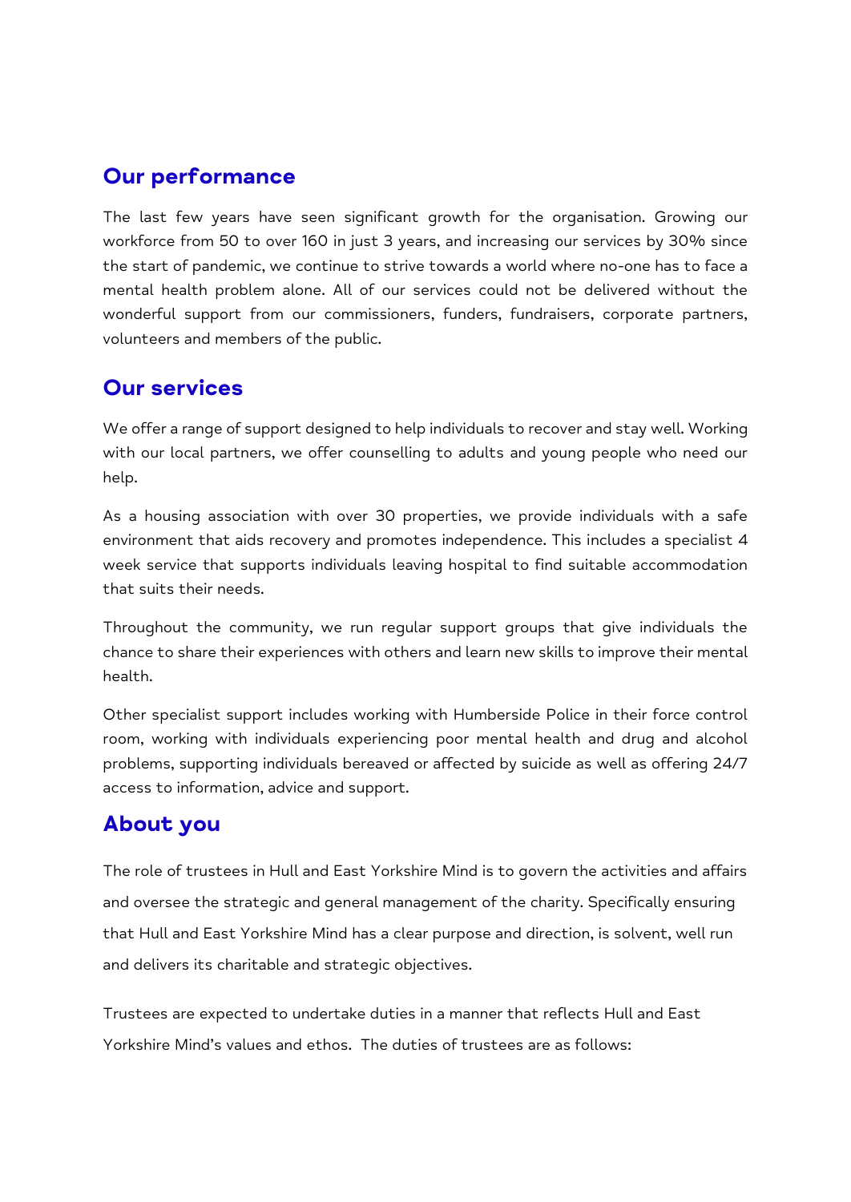## Our performance

The last few years have seen significant growth for the organisation. Growing our workforce from 50 to over 160 in just 3 years, and increasing our services by 30% since the start of pandemic, we continue to strive towards a world where no-one has to face a mental health problem alone. All of our services could not be delivered without the wonderful support from our commissioners, funders, fundraisers, corporate partners, volunteers and members of the public.

## Our services

We offer a range of support designed to help individuals to recover and stay well. Working with our local partners, we offer counselling to adults and young people who need our help.

As a housing association with over 30 properties, we provide individuals with a safe environment that aids recovery and promotes independence. This includes a specialist 4 week service that supports individuals leaving hospital to find suitable accommodation that suits their needs.

Throughout the community, we run regular support groups that give individuals the chance to share their experiences with others and learn new skills to improve their mental health.

Other specialist support includes working with Humberside Police in their force control room, working with individuals experiencing poor mental health and drug and alcohol problems, supporting individuals bereaved or affected by suicide as well as offering 24/7 access to information, advice and support.

## About you

The role of trustees in Hull and East Yorkshire Mind is to govern the activities and affairs and oversee the strategic and general management of the charity. Specifically ensuring that Hull and East Yorkshire Mind has a clear purpose and direction, is solvent, well run and delivers its charitable and strategic objectives.

Trustees are expected to undertake duties in a manner that reflects Hull and East Yorkshire Mind's values and ethos. The duties of trustees are as follows: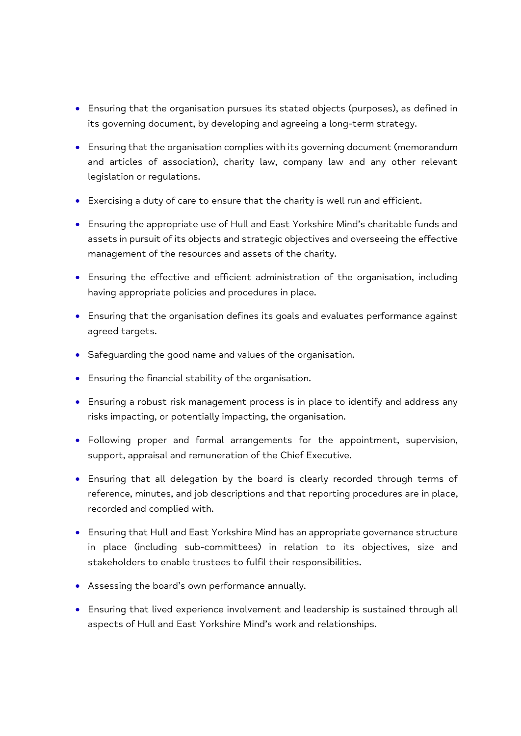- Ensuring that the organisation pursues its stated objects (purposes), as defined in its governing document, by developing and agreeing a long-term strategy.
- Ensuring that the organisation complies with its governing document (memorandum and articles of association), charity law, company law and any other relevant legislation or regulations.
- Exercising a duty of care to ensure that the charity is well run and efficient.
- Ensuring the appropriate use of Hull and East Yorkshire Mind's charitable funds and assets in pursuit of its objects and strategic objectives and overseeing the effective management of the resources and assets of the charity.
- Ensuring the effective and efficient administration of the organisation, including having appropriate policies and procedures in place.
- Ensuring that the organisation defines its goals and evaluates performance against agreed targets.
- Safeguarding the good name and values of the organisation.
- Ensuring the financial stability of the organisation.
- Ensuring a robust risk management process is in place to identify and address any risks impacting, or potentially impacting, the organisation.
- Following proper and formal arrangements for the appointment, supervision, support, appraisal and remuneration of the Chief Executive.
- Ensuring that all delegation by the board is clearly recorded through terms of reference, minutes, and job descriptions and that reporting procedures are in place, recorded and complied with.
- Ensuring that Hull and East Yorkshire Mind has an appropriate governance structure in place (including sub-committees) in relation to its objectives, size and stakeholders to enable trustees to fulfil their responsibilities.
- Assessing the board's own performance annually.
- Ensuring that lived experience involvement and leadership is sustained through all aspects of Hull and East Yorkshire Mind's work and relationships.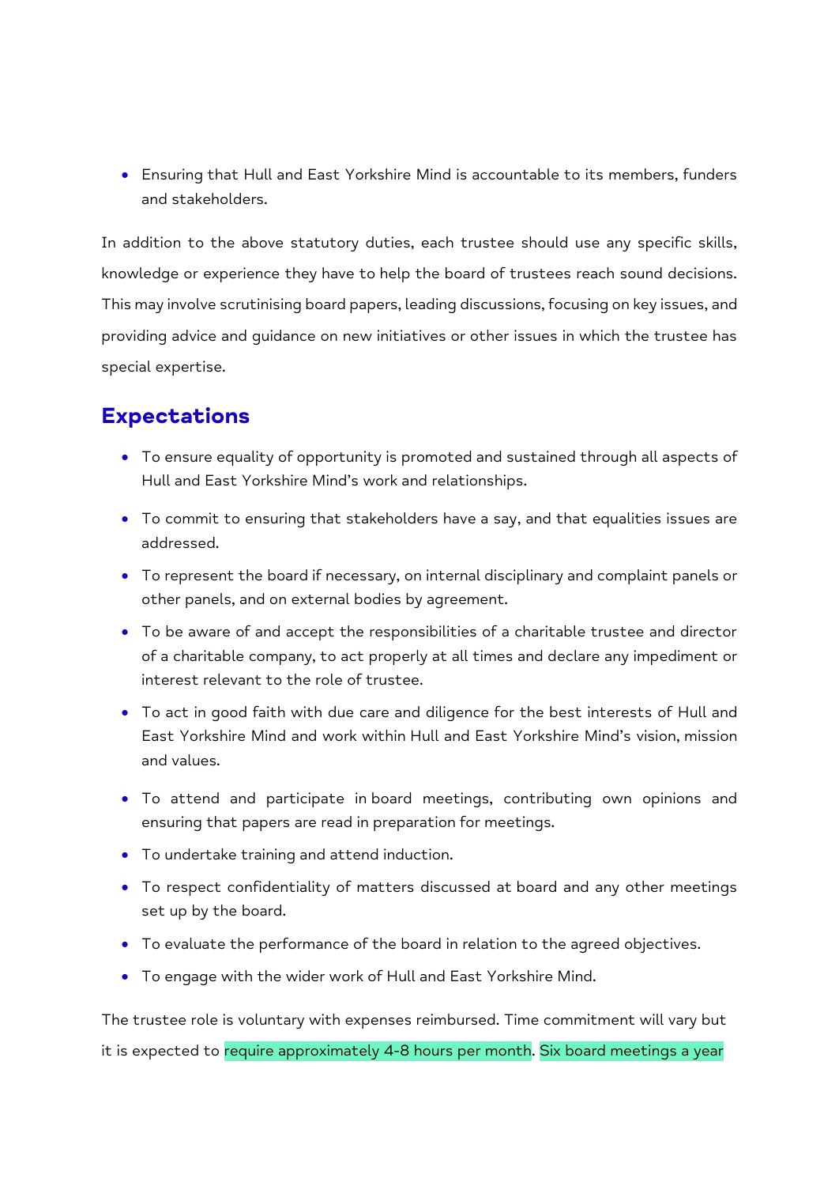- Ensuring that Hull and East Yorkshire Mind is accountable to its members, funders and stakeholders.

In addition to the above statutory duties, each trustee should use any specific skills, knowledge or experience they have to help the board of trustees reach sound decisions. This may involve scrutinising board papers, leading discussions, focusing on key issues, and providing advice and guidance on new initiatives or other issues in which the trustee has special expertise.

## Expectations

- To ensure equality of opportunity is promoted and sustained through all aspects of Hull and East Yorkshire Mind's work and relationships.
- To commit to ensuring that stakeholders have a say, and that equalities issues are addressed.
- To represent the board if necessary, on internal disciplinary and complaint panels or other panels, and on external bodies by agreement.
- To be aware of and accept the responsibilities of a charitable trustee and director of a charitable company, to act properly at all times and declare any impediment or interest relevant to the role of trustee.
- To act in good faith with due care and diligence for the best interests of Hull and East Yorkshire Mind and work within Hull and East Yorkshire Mind's vision, mission and values.
- To attend and participate in board meetings, contributing own opinions and ensuring that papers are read in preparation for meetings.
- To undertake training and attend induction.
- To respect confidentiality of matters discussed at board and any other meetings set up by the board.
- To evaluate the performance of the board in relation to the agreed objectives.
- To engage with the wider work of Hull and East Yorkshire Mind.

The trustee role is voluntary with expenses reimbursed. Time commitment will vary but it is expected to require approximately 4-8 hours per month. Six board meetings a year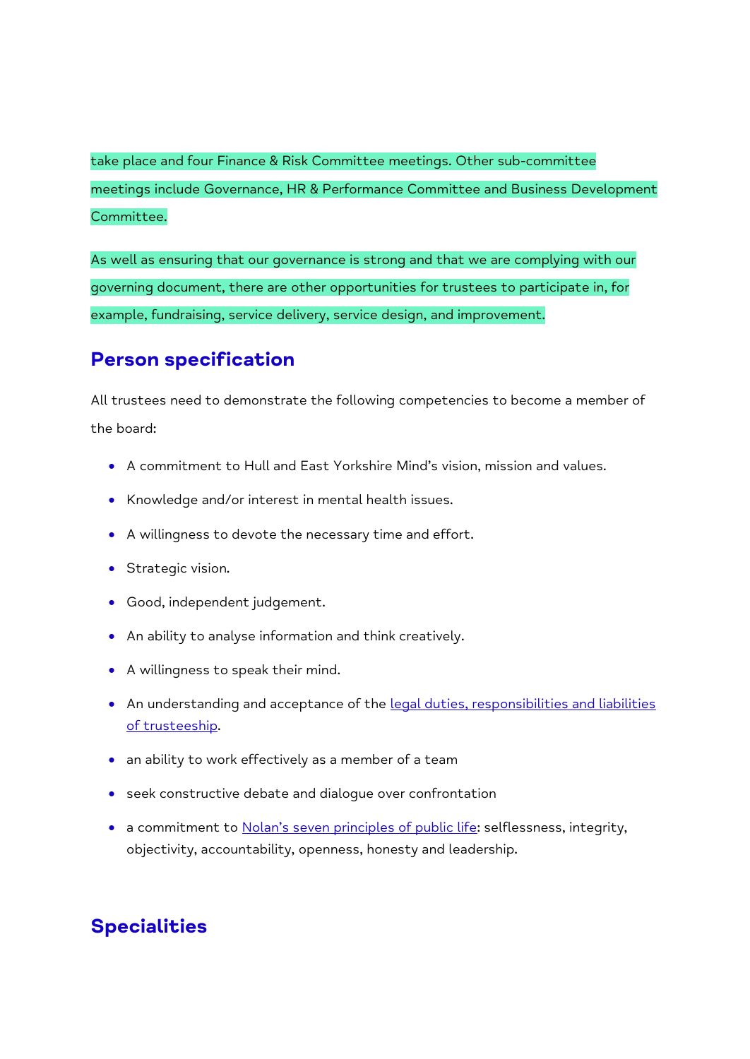take place and four Finance & Risk Committee meetings. Other sub-committee meetings include Governance, HR & Performance Committee and Business Development Committee.

As well as ensuring that our governance is strong and that we are complying with our governing document, there are other opportunities for trustees to participate in, for example, fundraising, service delivery, service design, and improvement.

## Person specification

All trustees need to demonstrate the following competencies to become a member of the board:

- A commitment to Hull and East Yorkshire Mind's vision, mission and values.
- Knowledge and/or interest in mental health issues.
- A willingness to devote the necessary time and effort.
- Strategic vision.
- Good, independent judgement.
- An ability to analyse information and think creatively.
- A willingness to speak their mind.
- An understanding and acceptance of the legal duties, responsibilities and liabilities of trusteeship.
- an ability to work effectively as a member of a team
- seek constructive debate and dialogue over confrontation
- a commitment to Nolan's seven principles of public life: selflessness, integrity, objectivity, accountability, openness, honesty and leadership.

## Specialities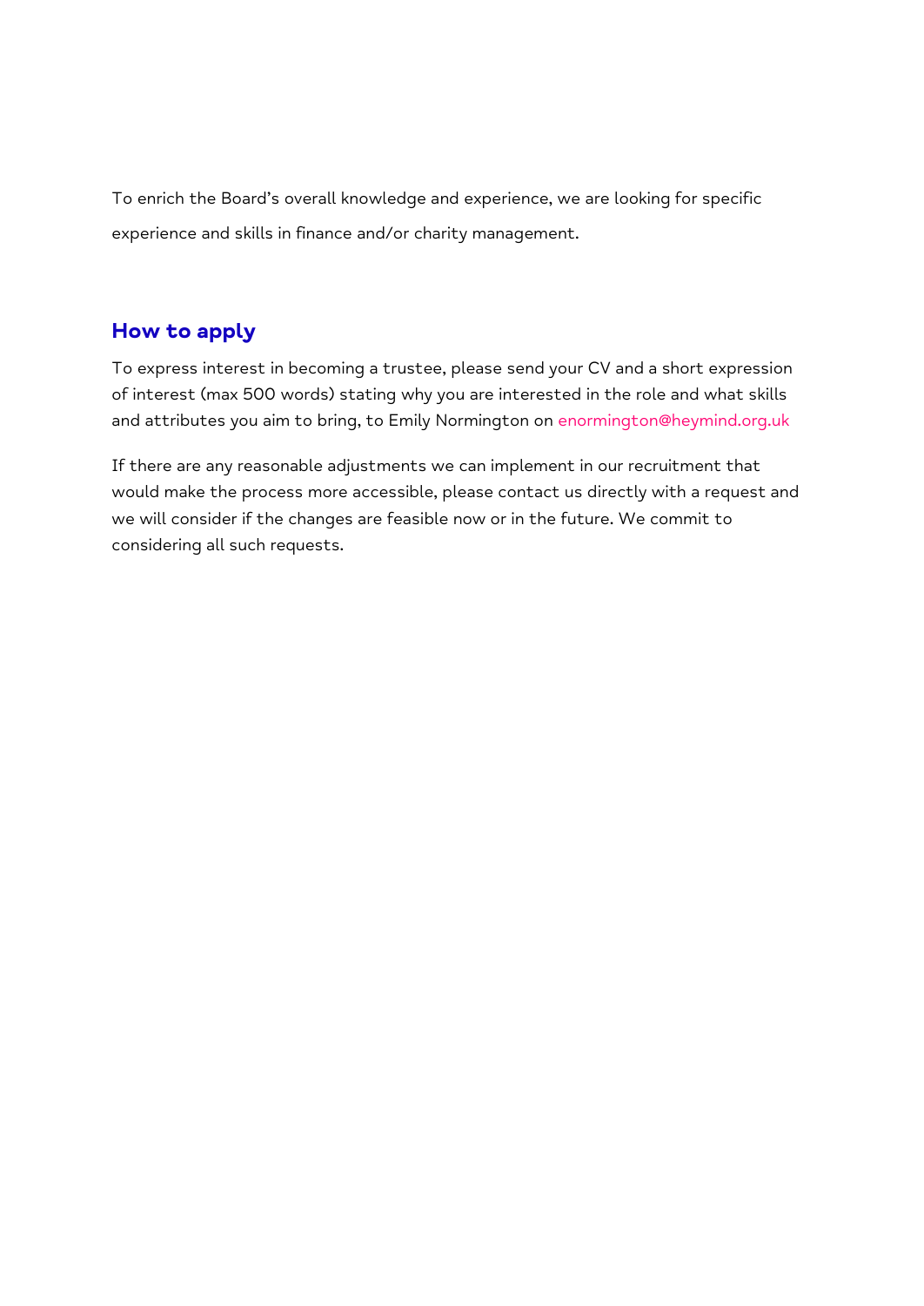To enrich the Board's overall knowledge and experience, we are looking for specific experience and skills in finance and/or charity management.

## How to apply

To express interest in becoming a trustee, please send your CV and a short expression of interest (max 500 words) stating why you are interested in the role and what skills and attributes you aim to bring, to Emily Normington on enormington@heymind.org.uk

If there are any reasonable adjustments we can implement in our recruitment that would make the process more accessible, please contact us directly with a request and we will consider if the changes are feasible now or in the future. We commit to considering all such requests.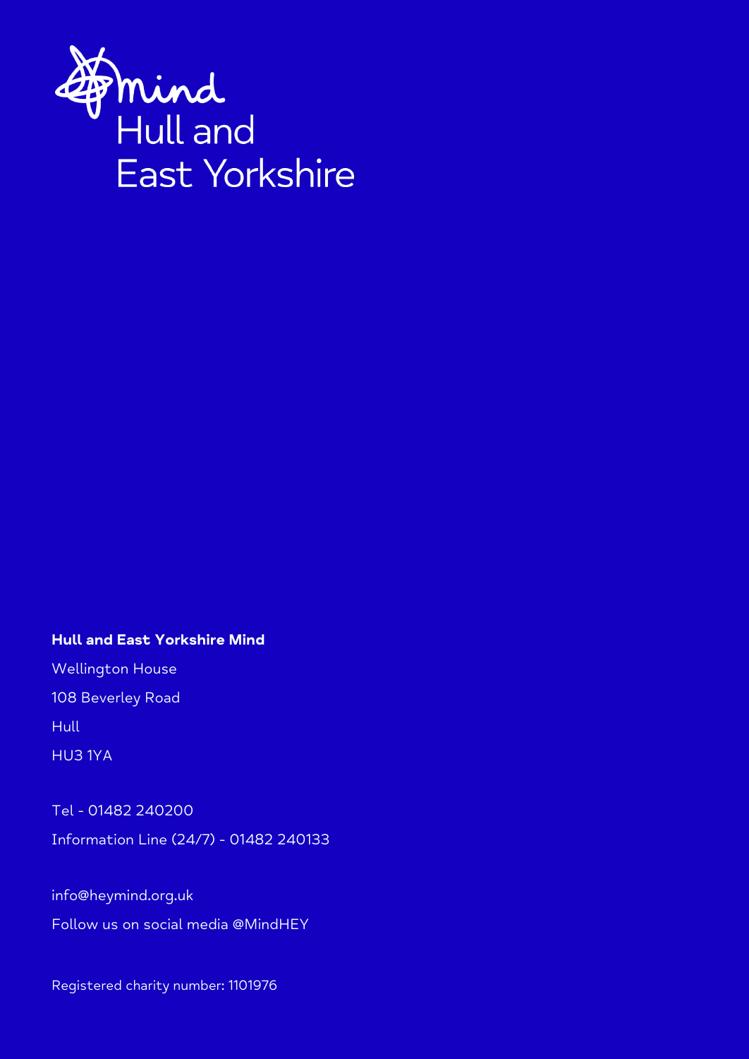Mind Hull and East Yorkshire

**Hull and East Yorkshire Mind**

Wellington House

108 Beverley Road

Hull

HU3 1YA

Tel - 01482 240200

Information Line (24/7) - 01482 240133

info@heymind.org.uk

Follow us on social media @MindHEY

Registered charity number: 1101976